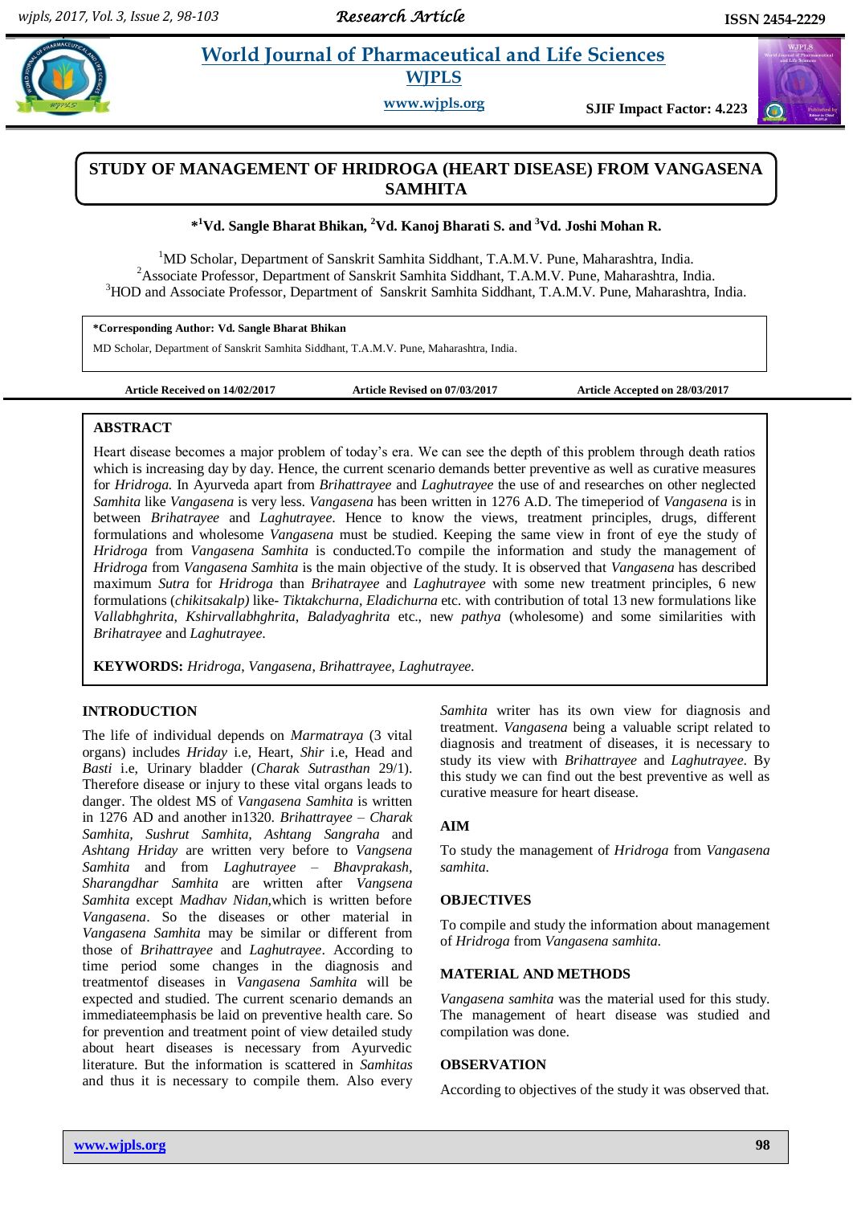# STUDY OF MANAGEMENT OF HRIDROGA (HEART DISEASE) FROM VANGASENA SAMHITA

**\*[1]Vd. Sangle Bharat Bhikan, [2]Vd. Kanoj Bharati S. and [3]Vd. Joshi Mohan R.**

[1]MD Scholar, Department of Sanskrit Samhita Siddhant, T.A.M.V. Pune, Maharashtra, India.
[2]Associate Professor, Department of Sanskrit Samhita Siddhant, T.A.M.V. Pune, Maharashtra, India.
[3]HOD and Associate Professor, Department of Sanskrit Samhita Siddhant, T.A.M.V. Pune, Maharashtra, India.

**\*Corresponding Author: Vd. Sangle Bharat Bhikan**
MD Scholar, Department of Sanskrit Samhita Siddhant, T.A.M.V. Pune, Maharashtra, India.

**Article Received on 14/02/2017** **Article Revised on 07/03/2017** **Article Accepted on 28/03/2017**

## ABSTRACT

Heart disease becomes a major problem of today's era. We can see the depth of this problem through death ratios which is increasing day by day. Hence, the current scenario demands better preventive as well as curative measures for *Hridroga*. In Ayurveda apart from *Brihattrayee* and *Laghutrayee* the use of and researches on other neglected *Samhita* like *Vangasena* is very less. *Vangasena* has been written in 1276 A.D. The timeperiod of *Vangasena* is in between *Brihattrayee* and *Laghutrayee*. Hence to know the views, treatment principles, drugs, different formulations and wholesome *Vangasena* must be studied. Keeping the same view in front of eye the study of *Hridroga* from *Vangasena Samhita* is conducted.To compile the information and study the management of *Hridroga* from *Vangasena Samhita* is the main objective of the study. It is observed that *Vangasena* has described maximum *Sutra* for *Hridroga* than *Brihatrayee* and *Laghutrayee* with some new treatment principles, 6 new formulations (*chikitsakalp)* like- *Tiktakchurna*, *Eladichurna* etc. with contribution of total 13 new formulations like *Vallabhghrita*, *Kshirvallabhghrita*, *Baladyaghrita* etc., new *pathya* (wholesome) and some similarities with *Brihattrayee* and *Laghutrayee.*

**KEYWORDS:** *Hridroga*, *Vangasena*, *Brihattrayee*, *Laghutrayee.*

## INTRODUCTION

The life of individual depends on *Marmatraya* (3 vital organs) includes *Hriday* i.e, Heart, *Shir* i.e, Head and *Basti* i.e, Urinary bladder (*Charak Sutrasthan* 29/1). Therefore disease or injury to these vital organs leads to danger. The oldest MS of *Vangasena Samhita* is written in 1276 AD and another in1320. *Brihattrayee* – *Charak Samhita, Sushrut Samhita, Ashtang Sangraha* and *Ashtang Hriday* are written very before to *Vangsena Samhita* and from *Laghutrayee* – *Bhavprakash, Sharangdhar Samhita* are written after *Vangsena Samhita* except *Madhav Nidan,*which is written before *Vangasena*. So the diseases or other material in *Vangasena Samhita* may be similar or different from those of *Brihattrayee* and *Laghutrayee*. According to time period some changes in the diagnosis and treatmentof diseases in *Vangasena Samhita* will be expected and studied. The current scenario demands an immediateemphasis be laid on preventive health care. So for prevention and treatment point of view detailed study about heart diseases is necessary from Ayurvedic literature. But the information is scattered in *Samhitas* and thus it is necessary to compile them. Also every *Samhita* writer has its own view for diagnosis and treatment. *Vangasena* being a valuable script related to diagnosis and treatment of diseases, it is necessary to study its view with *Brihattrayee* and *Laghutrayee*. By this study we can find out the best preventive as well as curative measure for heart disease.

## AIM

To study the management of *Hridroga* from *Vangasena samhita.*

## OBJECTIVES

To compile and study the information about management of *Hridroga* from *Vangasena samhita.*

## MATERIAL AND METHODS

*Vangasena samhita* was the material used for this study. The management of heart disease was studied and compilation was done.

## OBSERVATION

According to objectives of the study it was observed that.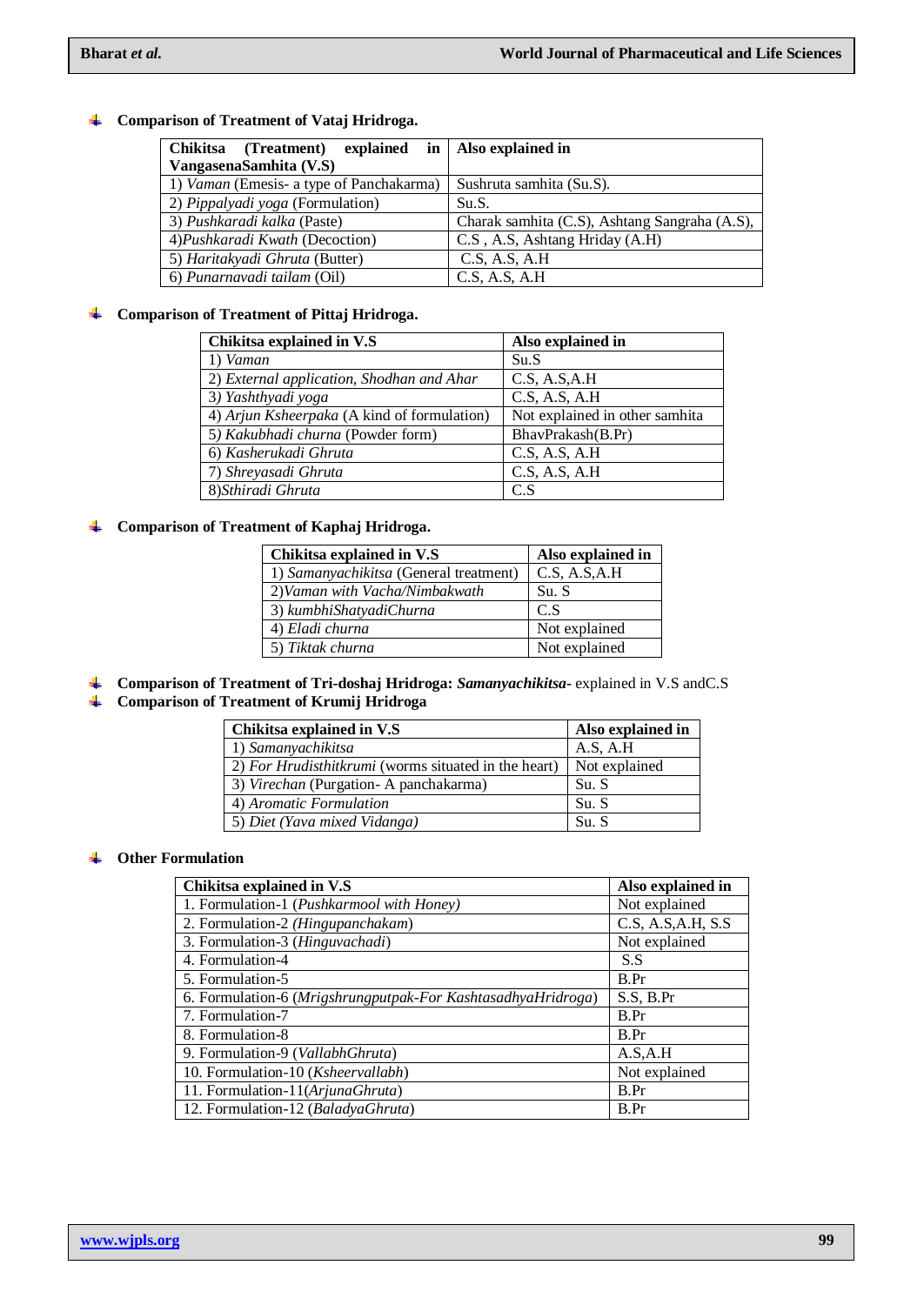- **Comparison of Treatment of Vataj Hridroga.**

| Chikitsa (Treatment) explained in VangasenaSamhita (V.S) | Also explained in |
|---|---|
| 1) *Vaman* (Emesis- a type of Panchakarma) | Sushruta samhita (Su.S). |
| 2) *Pippalyadi yoga* (Formulation) | Su.S. |
| 3) *Pushkaradi kalka* (Paste) | Charak samhita (C.S), Ashtang Sangraha (A.S), |
| 4)*Pushkaradi Kwath* (Decoction) | C.S , A.S, Ashtang Hriday (A.H) |
| 5) *Haritakyadi Ghruta* (Butter) | C.S, A.S, A.H |
| 6) *Punarnavadi tailam* (Oil) | C.S, A.S, A.H |

- **Comparison of Treatment of Pittaj Hridroga.**

| Chikitsa explained in V.S | Also explained in |
|---|---|
| 1) *Vaman* | Su.S |
| 2) *External application, Shodhan and Ahar* | C.S, A.S,A.H |
| 3) *Yashthyadi yoga* | C.S, A.S, A.H |
| 4) *Arjun Ksheerpaka* (A kind of formulation) | Not explained in other samhita |
| 5) *Kakubhadi churna* (Powder form) | BhavPrakash(B.Pr) |
| 6) *Kasherukadi Ghruta* | C.S, A.S, A.H |
| 7) *Shreyasadi Ghruta* | C.S, A.S, A.H |
| 8)*Sthiradi Ghruta* | C.S |

- **Comparison of Treatment of Kaphaj Hridroga.**

| Chikitsa explained in V.S | Also explained in |
|---|---|
| 1) *Samanyachikitsa* (General treatment) | C.S, A.S,A.H |
| 2)*Vaman with Vacha/Nimbakwath* | Su. S |
| 3) *kumbhiShatyadiChurna* | C.S |
| 4) *Eladi churna* | Not explained |
| 5) *Tiktak churna* | Not explained |

- **Comparison of Treatment of Tri-doshaj Hridroga: *Samanyachikitsa*-** explained in V.S andC.S
- **Comparison of Treatment of Krumij Hridroga**

| Chikitsa explained in V.S | Also explained in |
|---|---|
| 1) *Samanyachikitsa* | A.S, A.H |
| 2) *For Hrudisthitkrumi* (worms situated in the heart) | Not explained |
| 3) *Virechan* (Purgation- A panchakarma) | Su. S |
| 4) *Aromatic Formulation* | Su. S |
| 5) *Diet (Yava mixed Vidanga)* | Su. S |

- **Other Formulation**

| Chikitsa explained in V.S | Also explained in |
|---|---|
| 1. Formulation-1 (*Pushkarmool with Honey*) | Not explained |
| 2. Formulation-2 *(Hingupanchakam*) | C.S, A.S,A.H, S.S |
| 3. Formulation-3 (*Hinguvachadi*) | Not explained |
| 4. Formulation-4 | S.S |
| 5. Formulation-5 | B.Pr |
| 6. Formulation-6 (*Mrigshrungputpak-For KashtasadhyaHridroga*) | S.S, B.Pr |
| 7. Formulation-7 | B.Pr |
| 8. Formulation-8 | B.Pr |
| 9. Formulation-9 (*VallabhGhruta*) | A.S,A.H |
| 10. Formulation-10 (*Ksheervallabh*) | Not explained |
| 11. Formulation-11(*ArjunaGhruta*) | B.Pr |
| 12. Formulation-12 (*BaladyaGhruta*) | B.Pr |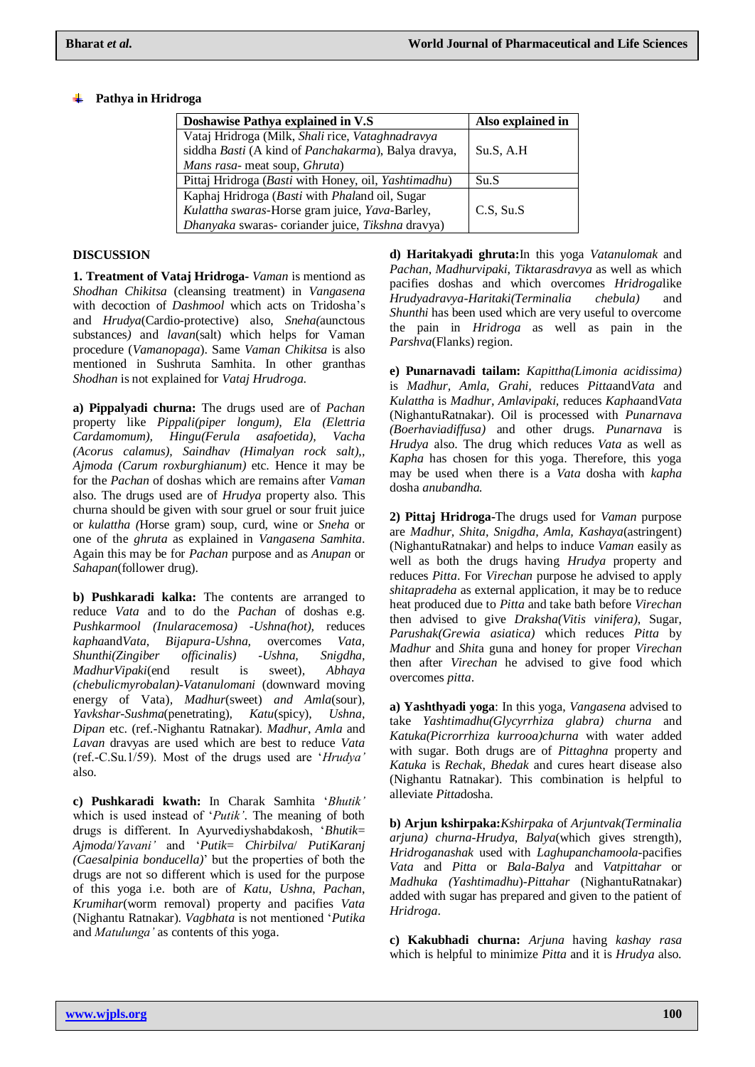## Pathya in Hridroga

| Doshawise Pathya explained in V.S | Also explained in |
|---|---|
| Vataj Hridroga (Milk, *Shali* rice, *Vataghnadravya* siddha *Basti* (A kind of *Panchakarma*), Balya dravya, *Mans rasa*- meat soup, *Ghruta*) | Su.S, A.H |
| Pittaj Hridroga (*Basti* with Honey, oil, *Yashtimadhu*) | Su.S |
| Kaphaj Hridroga (*Basti* with *Phal*and oil, Sugar *Kulattha swaras*-Horse gram juice, *Yava*-Barley, *Dhanyaka* swaras- coriander juice, *Tikshna* dravya) | C.S, Su.S |

## DISCUSSION

**1. Treatment of Vataj Hridroga**- *Vaman* is mentiond as *Shodhan Chikitsa* (cleansing treatment) in *Vangasena* with decoction of *Dashmool* which acts on Tridosha's and *Hrudya*(Cardio-protective) also, *Sneha(*aunctous substances*)* and *lavan*(salt) which helps for Vaman procedure (*Vamanopaga*). Same *Vaman Chikitsa* is also mentioned in Sushruta Samhita. In other granthas *Shodhan* is not explained for *Vataj Hrudroga.*

**a) Pippalyadi churna:** The drugs used are of *Pachan* property like *Pippali(piper longum), Ela (Elettria Cardamomum), Hingu(Ferula asafoetida), Vacha (Acorus calamus), Saindhav (Himalyan rock salt),, Ajmoda (Carum roxburghianum)* etc. Hence it may be for the *Pachan* of doshas which are remains after *Vaman* also. The drugs used are of *Hrudya* property also. This churna should be given with sour gruel or sour fruit juice or *kulattha (*Horse gram) soup, curd, wine or *Sneha* or one of the *ghruta* as explained in *Vangasena Samhita*. Again this may be for *Pachan* purpose and as *Anupan* or *Sahapan*(follower drug).

**b) Pushkaradi kalka:** The contents are arranged to reduce *Vata* and to do the *Pachan* of doshas e.g. *Pushkarmool (Inularacemosa) -Ushna(hot),* reduces *kapha*and*Vata, Bijapura-Ushna,* overcomes *Vata, Shunthi(Ziginber officinalis) -Ushna, Snigdha, MadhurVipaki*(end result is sweet)*, Abhaya (chebulicmyrobalan)-Vatanulomani* (downward moving energy of Vata)*, Madhur*(sweet) *and Amla*(sour)*, Yavkshar-Sushma*(penetrating)*, Katu*(spicy)*, Ushna, Dipan* etc. (ref.-Nighantu Ratnakar). *Madhur, Amla* and *Lavan* dravyas are used which are best to reduce *Vata* (ref.-C.Su.1/59). Most of the drugs used are '*Hrudya'* also.

**c) Pushkaradi kwath:** In Charak Samhita '*Bhutik'* which is used instead of '*Putik'*. The meaning of both drugs is different. In Ayurvediyshabdakosh, '*Bhutik*= *Ajmoda*/*Yavani'* and '*Putik*= *Chirbilva*/ *PutiKaranj (Caesalpinia bonducella)*' but the properties of both the drugs are not so different which is used for the purpose of this yoga i.e. both are of *Katu*, *Ushna*, *Pachan*, *Krumihar*(worm removal) property and pacifies *Vata* (Nighantu Ratnakar). *Vagbhata* is not mentioned '*Putika* and *Matulunga'* as contents of this yoga.

**d) Haritakyadi ghruta:**In this yoga *Vatanulomak* and *Pachan*, *Madhurvipaki, Tiktarasdravya* as well as which pacifies doshas and which overcomes *Hridroga*like *Hrudyadravya-Haritaki(Terminalia chebula)* and *Shunthi* has been used which are very useful to overcome the pain in *Hridroga* as well as pain in the *Parshva*(Flanks) region.

**e) Punarnavadi tailam:** *Kapittha(Limonia acidissima)* is *Madhur, Amla, Grahi,* reduces *Pitta*and*Vata* and *Kulattha* is *Madhur, Amlavipaki,* reduces *Kapha*and*Vata* (NighantuRatnakar). Oil is processed with *Punarnava (Boerhaviadiffusa)* and other drugs. *Punarnava* is *Hrudya* also. The drug which reduces *Vata* as well as *Kapha* has chosen for this yoga. Therefore, this yoga may be used when there is a *Vata* dosha with *kapha* dosha *anubandha.*

**2) Pittaj Hridroga-**The drugs used for *Vaman* purpose are *Madhur, Shita, Snigdha, Amla, Kashaya*(astringent) (NighantuRatnakar) and helps to induce *Vaman* easily as well as both the drugs having *Hrudya* property and reduces *Pitta*. For *Virechan* purpose he advised to apply *shitapradeha* as external application, it may be to reduce heat produced due to *Pitta* and take bath before *Virechan* then advised to give *Draksha(Vitis vinifera)*, Sugar, *Parushak(Grewia asiatica)* which reduces *Pitta* by *Madhur* and *Shit*a guna and honey for proper *Virechan* then after *Virechan* he advised to give food which overcomes *pitta*.

**a) Yashthyadi yoga**: In this yoga, *Vangasena* advised to take *Yashtimadhu(Glycyrrhiza glabra) churna* and *Katuka(Picrorrhiza kurrooa)churna* with water added with sugar. Both drugs are of *Pittaghna* property and *Katuka* is *Rechak*, *Bhedak* and cures heart disease also (Nighantu Ratnakar). This combination is helpful to alleviate *Pitta*dosha.

**b) Arjun kshirpaka:***Kshirpaka* of *Arjuntvak(Terminalia arjuna) churna-Hrudya*, *Balya*(which gives strength), *Hridroganashak* used with *Laghupanchamoola*-pacifies *Vata* and *Pitta* or *Bala-Balya* and *Vatpittahar* or *Madhuka (Yashtimadhu*)-*Pittahar* (NighantuRatnakar) added with sugar has prepared and given to the patient of *Hridroga*.

**c) Kakubhadi churna:** *Arjuna* having *kashay rasa* which is helpful to minimize *Pitta* and it is *Hrudya* also.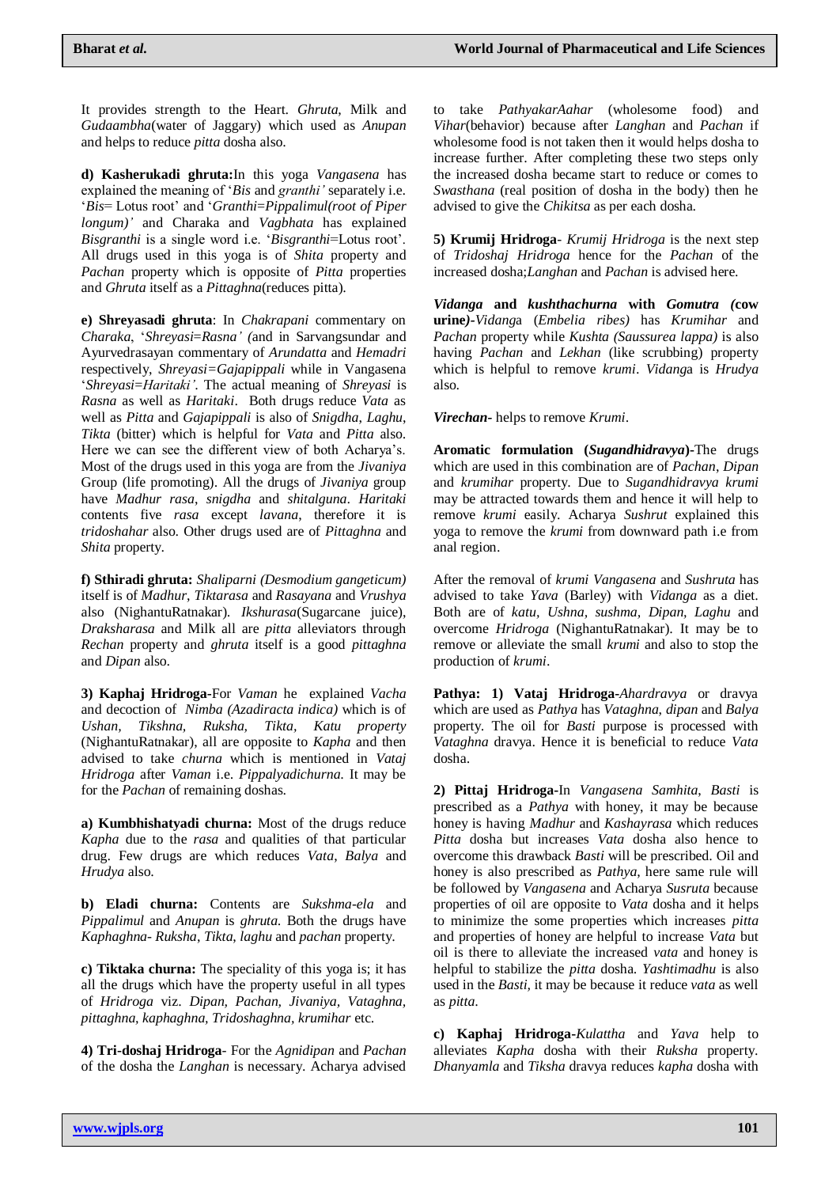It provides strength to the Heart. *Ghruta,* Milk and *Gudaambha*(water of Jaggary) which used as *Anupan* and helps to reduce *pitta* dosha also.

**d) Kasherukadi ghruta:**In this yoga *Vangasena* has explained the meaning of '*Bis* and *granthi'* separately i.e. '*Bis*= Lotus root' and '*Granthi*=*Pippalimul(root of Piper longum)'* and Charaka and *Vagbhata* has explained *Bisgranthi* is a single word i.e. '*Bisgranthi*=Lotus root'. All drugs used in this yoga is of *Shita* property and *Pachan* property which is opposite of *Pitta* properties and *Ghruta* itself as a *Pittaghna*(reduces pitta).

**e) Shreyasadi ghruta**: In *Chakrapani* commentary on *Charaka*, '*Shreyasi*=*Rasna' (*and in Sarvangsundar and Ayurvedrasayan commentary of *Arundatta* and *Hemadri* respectively, *Shreyasi=Gajapippali* while in Vangasena '*Shreyasi*=*Haritaki'*. The actual meaning of *Shreyasi* is *Rasna* as well as *Haritaki*. Both drugs reduce *Vata* as well as *Pitta* and *Gajapippali* is also of *Snigdha*, *Laghu*, *Tikta* (bitter) which is helpful for *Vata* and *Pitta* also. Here we can see the different view of both Acharya's. Most of the drugs used in this yoga are from the *Jivaniya* Group (life promoting). All the drugs of *Jivaniya* group have *Madhur rasa*, *snigdha* and *shitalguna*. *Haritaki* contents five *rasa* except *lavana*, therefore it is *tridoshahar* also. Other drugs used are of *Pittaghna* and *Shita* property.

**f) Sthiradi ghruta:** *Shaliparni (Desmodium gangeticum)* itself is of *Madhur, Tiktarasa* and *Rasayana* and *Vrushya* also (NighantuRatnakar). *Ikshurasa*(Sugarcane juice), *Draksharasa* and Milk all are *pitta* alleviators through *Rechan* property and *ghruta* itself is a good *pittaghna* and *Dipan* also.

**3) Kaphaj Hridroga-**For *Vaman* he explained *Vacha* and decoction of *Nimba (Azadiracta indica)* which is of *Ushan, Tikshna, Ruksha, Tikta, Katu property* (NighantuRatnakar), all are opposite to *Kapha* and then advised to take *churna* which is mentioned in *Vataj Hridroga* after *Vaman* i.e. *Pippalyadichurna.* It may be for the *Pachan* of remaining doshas.

**a) Kumbhishatyadi churna:** Most of the drugs reduce *Kapha* due to the *rasa* and qualities of that particular drug. Few drugs are which reduces *Vata*, *Balya* and *Hrudya* also.

**b) Eladi churna:** Contents are *Sukshma-ela* and *Pippalimul* and *Anupan* is *ghruta.* Both the drugs have *Kaphaghna- Ruksha*, *Tikta*, *laghu* and *pachan* property.

**c) Tiktaka churna:** The speciality of this yoga is; it has all the drugs which have the property useful in all types of *Hridroga* viz. *Dipan, Pachan, Jivaniya, Vataghna, pittaghna, kaphaghna, Tridoshaghna, krumihar* etc.

**4) Tri-doshaj Hridroga**- For the *Agnidipan* and *Pachan* of the dosha the *Langhan* is necessary. Acharya advised to take *PathyakarAahar* (wholesome food) and *Vihar*(behavior) because after *Langhan* and *Pachan* if wholesome food is not taken then it would helps dosha to increase further. After completing these two steps only the increased dosha became start to reduce or comes to *Swasthana* (real position of dosha in the body) then he advised to give the *Chikitsa* as per each dosha.

**5) Krumij Hridroga**- *Krumij Hridroga* is the next step of *Tridoshaj Hridroga* hence for the *Pachan* of the increased dosha;*Langhan* and *Pachan* is advised here.

***Vidanga* and *kushthachurna* with *Gomutra (*cow urine*)-***Vidang*a (*Embelia ribes)* has *Krumihar* and *Pachan* property while *Kushta (Saussurea lappa)* is also having *Pachan* and *Lekhan* (like scrubbing) property which is helpful to remove *krumi*. *Vidang*a is *Hrudya* also.

***Virechan***- helps to remove *Krumi*.

**Aromatic formulation (*Sugandhidravya*)-**The drugs which are used in this combination are of *Pachan*, *Dipan* and *krumihar* property. Due to *Sugandhidravya krumi* may be attracted towards them and hence it will help to remove *krumi* easily. Acharya *Sushrut* explained this yoga to remove the *krumi* from downward path i.e from anal region.

After the removal of *krumi Vangasena* and *Sushruta* has advised to take *Yava* (Barley) with *Vidanga* as a diet. Both are of *katu, Ushna, sushma, Dipan, Laghu* and overcome *Hridroga* (NighantuRatnakar). It may be to remove or alleviate the small *krumi* and also to stop the production of *krumi*.

**Pathya: 1) Vataj Hridroga-***Ahardravya* or dravya which are used as *Pathya* has *Vataghna*, *dipan* and *Balya* property. The oil for *Basti* purpose is processed with *Vataghna* dravya. Hence it is beneficial to reduce *Vata* dosha.

**2) Pittaj Hridroga-**In *Vangasena Samhita*, *Basti* is prescribed as a *Pathya* with honey, it may be because honey is having *Madhur* and *Kashayrasa* which reduces *Pitta* dosha but increases *Vata* dosha also hence to overcome this drawback *Basti* will be prescribed. Oil and honey is also prescribed as *Pathya*, here same rule will be followed by *Vangasena* and Acharya *Susruta* because properties of oil are opposite to *Vata* dosha and it helps to minimize the some properties which increases *pitta* and properties of honey are helpful to increase *Vata* but oil is there to alleviate the increased *vata* and honey is helpful to stabilize the *pitta* dosha. *Yashtimadhu* is also used in the *Basti,* it may be because it reduce *vata* as well as *pitta.*

**c) Kaphaj Hridroga-***Kulattha* and *Yava* help to alleviates *Kapha* dosha with their *Ruksha* property. *Dhanyamla* and *Tiksha* dravya reduces *kapha* dosha with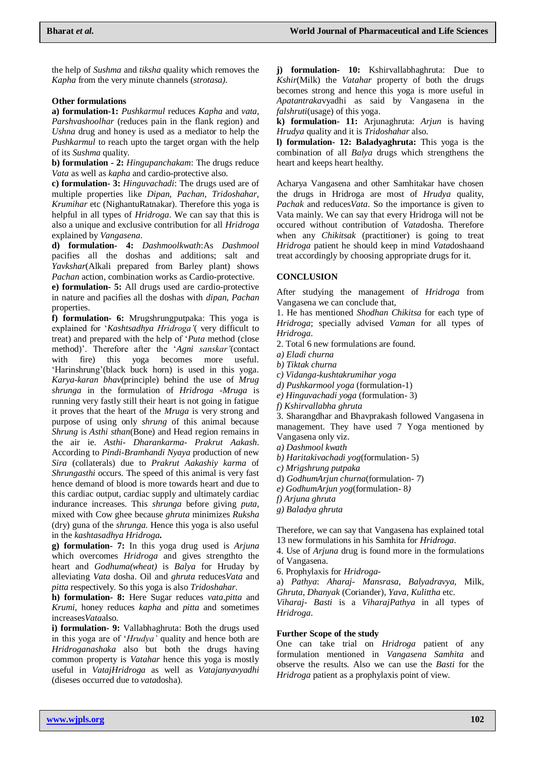the help of *Sushma* and *tiksha* quality which removes the *Kapha* from the very minute channels (*strotasa)*.

**Other formulations**

**a) formulation-1:** *Pushkarmul* reduces *Kapha* and *vata*, *Parshvashoolhar* (reduces pain in the flank region) and *Ushna* drug and honey is used as a mediator to help the *Pushkarmul* to reach upto the target organ with the help of its *Sushma* quality.

**b) formulation - 2:** *Hingupanchakam*: The drugs reduce *Vata* as well as *kapha* and cardio-protective also.

**c) formulation- 3:** *Hinguvachadi*: The drugs used are of multiple properties like *Dipan*, *Pachan*, *Tridoshahar*, *Krumihar* etc (NighantuRatnakar). Therefore this yoga is helpful in all types of *Hridroga*. We can say that this is also a unique and exclusive contribution for all *Hridroga* explained by *Vangasena*.

**d) formulation- 4:** *Dashmoolkwath*:As *Dashmool* pacifies all the doshas and additions; salt and *Yavkshar*(Alkali prepared from Barley plant) shows *Pachan* action, combination works as Cardio-protective.

**e) formulation- 5:** All drugs used are cardio-protective in nature and pacifies all the doshas with *dipan*, *Pachan* properties.

**f) formulation- 6:** Mrugshrungputpaka: This yoga is explained for '*Kashtsadhya Hridroga'*( very difficult to treat) and prepared with the help of '*Puta* method (close method)'. Therefore after the '*Agni sanskar'*(contact with fire) this yoga becomes more useful. 'Harinshrung'(black buck horn) is used in this yoga. *Karya-karan bhav*(principle) behind the use of *Mrug shrunga* in the formulation of *Hridroga* -*Mruga* is running very fastly still their heart is not going in fatigue it proves that the heart of the *Mruga* is very strong and purpose of using only *shrung* of this animal because *Shrung* is *Asthi sthan*(Bone) and Head region remains in the air ie. *Asthi- Dharankarma- Prakrut Aakash*. According to *Pindi-Bramhandi Nyaya* production of new *Sira* (collaterals) due to *Prakrut Aakashiy karma* of *Shrungasthi* occurs. The speed of this animal is very fast hence demand of blood is more towards heart and due to this cardiac output, cardiac supply and ultimately cardiac indurance increases. This *shrunga* before giving *puta*, mixed with Cow ghee because *ghruta* minimizes *Ruksha* (dry) guna of the *shrunga*. Hence this yoga is also useful in the *kashtasadhya Hridroga.*

**g) formulation- 7:** In this yoga drug used is *Arjuna* which overcomes *Hridroga* and gives strengthto the heart and *Godhuma(wheat)* is *Balya* for Hruday by alleviating *Vata* dosha. Oil and *ghruta* reduces*Vata* and *pitta* respectively. So this yoga is also *Tridoshahar*.

**h) formulation- 8:** Here Sugar reduces *vata*,*pitta* and *Krumi*, honey reduces *kapha* and *pitta* and sometimes increases*Vata*also.

**i) formulation- 9:** Vallabhaghruta: Both the drugs used in this yoga are of '*Hrudya'* quality and hence both are *Hridroganashaka* also but both the drugs having common property is *Vatahar* hence this yoga is mostly useful in *VatajHridroga* as well as *Vatajanyavyadhi* (diseses occurred due to *vata*dosha).

**j) formulation- 10:** Kshirvallabhaghruta: Due to *Kshir*(Milk) the *Vatahar* property of both the drugs becomes strong and hence this yoga is more useful in *Apatantraka*vyadhi as said by Vangasena in the *falshruti*(usage) of this yoga.

**k) formulation- 11:** Arjunaghruta: *Arjun* is having *Hrudya* quality and it is *Tridoshahar* also.

**l) formulation- 12: Baladyaghruta:** This yoga is the combination of all *Balya* drugs which strengthens the heart and keeps heart healthy.

Acharya Vangasena and other Samhitakar have chosen the drugs in Hridroga are most of *Hrudya* quality, *Pachak* and reduces*Vata*. So the importance is given to Vata mainly. We can say that every Hridroga will not be occured without contribution of *Vata*dosha. Therefore when any *Chikitsak* (practitioner) is going to treat *Hridroga* patient he should keep in mind *Vata*doshaand treat accordingly by choosing appropriate drugs for it.

## CONCLUSION

After studying the management of *Hridroga* from Vangasena we can conclude that,

1. He has mentioned *Shodhan Chikitsa* for each type of *Hridroga*; specially advised *Vaman* for all types of *Hridroga*.

2. Total 6 new formulations are found.

*a) Eladi churna*  
*b) Tiktak churna*  
*c) Vidanga-kushtakrumihar yoga*  
*d) Pushkarmool yoga* (formulation-1)  
*e) Hinguvachadi yoga* (formulation- 3)  
*f) Kshirvallabha ghruta*

3. Sharangdhar and Bhavprakash followed Vangasena in management. They have used 7 Yoga mentioned by Vangasena only viz.

*a) Dashmool kwath*  
*b) Haritakivachadi yog*(formulation- 5)  
*c) Mrigshrung putpaka*  
d) *GodhumArjun churna*(formulation- 7)  
*e) GodhumArjun yog*(formulation- 8*)*  
*f) Arjuna ghruta*  
*g) Baladya ghruta*

Therefore, we can say that Vangasena has explained total 13 new formulations in his Samhita for *Hridroga*.

4. Use of *Arjuna* drug is found more in the formulations of Vangasena.

6. Prophylaxis for *Hridroga*-

a) *Pathya*: *Aharaj- Mansrasa, Balyadravya,* Milk, *Ghruta, Dhanyak* (Coriander)*, Yava, Kulittha* etc.

*Viharaj- Basti* is a *ViharajPathya* in all types of *Hridroga*.

### Further Scope of the study

One can take trial on *Hridroga* patient of any formulation mentioned in *Vangasena Samhita* and observe the results. Also we can use the *Basti* for the *Hridroga* patient as a prophylaxis point of view.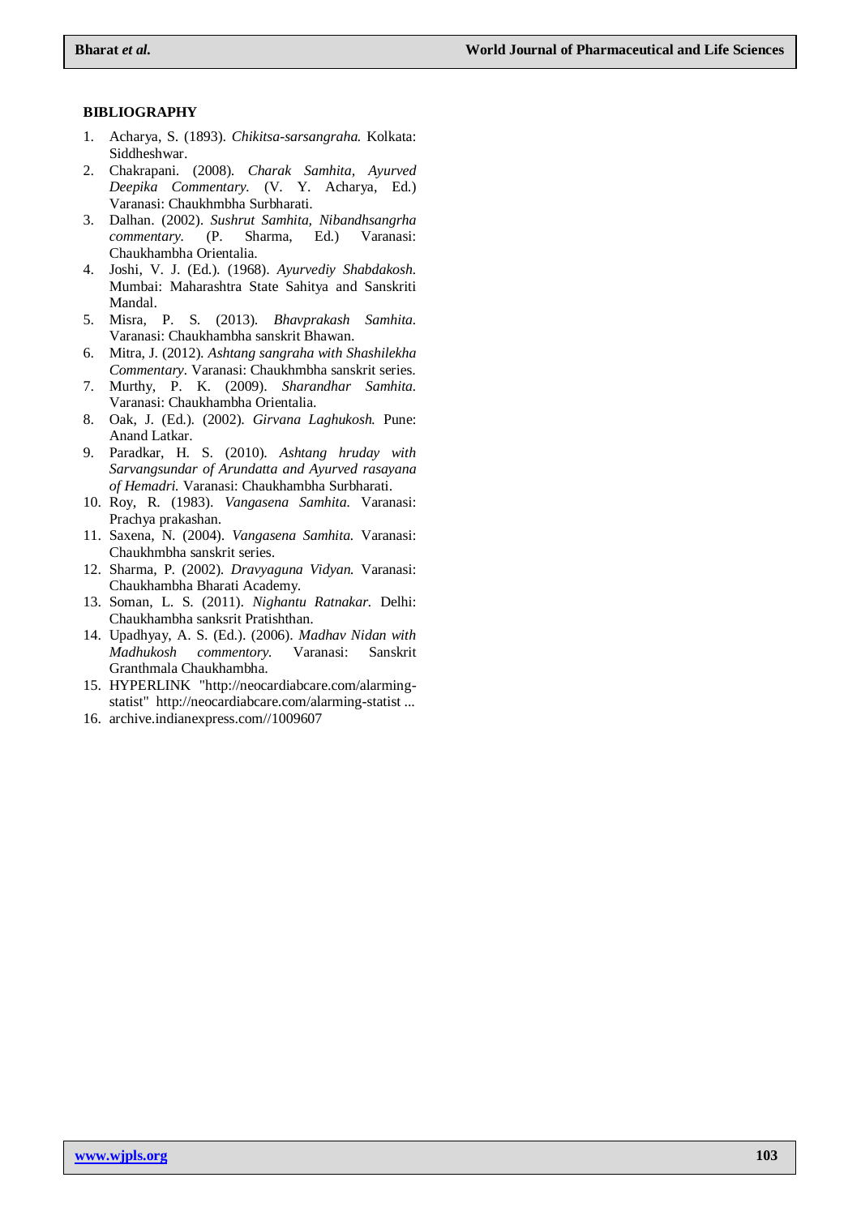## BIBLIOGRAPHY

1. Acharya, S. (1893). *Chikitsa-sarsangraha.* Kolkata: Siddheshwar.
2. Chakrapani. (2008). *Charak Samhita, Ayurved Deepika Commentary.* (V. Y. Acharya, Ed.) Varanasi: Chaukhmbha Surbharati.
3. Dalhan. (2002). *Sushrut Samhita, Nibandhsangrha commentary.* (P. Sharma, Ed.) Varanasi: Chaukhambha Orientalia.
4. Joshi, V. J. (Ed.). (1968). *Ayurvediy Shabdakosh.* Mumbai: Maharashtra State Sahitya and Sanskriti Mandal.
5. Misra, P. S. (2013). *Bhavprakash Samhita.* Varanasi: Chaukhambha sanskrit Bhawan.
6. Mitra, J. (2012). *Ashtang sangraha with Shashilekha Commentary.* Varanasi: Chaukhmbha sanskrit series.
7. Murthy, P. K. (2009). *Sharandhar Samhita.* Varanasi: Chaukhambha Orientalia.
8. Oak, J. (Ed.). (2002). *Girvana Laghukosh.* Pune: Anand Latkar.
9. Paradkar, H. S. (2010). *Ashtang hruday with Sarvangsundar of Arundatta and Ayurved rasayana of Hemadri.* Varanasi: Chaukhambha Surbharati.
10. Roy, R. (1983). *Vangasena Samhita.* Varanasi: Prachya prakashan.
11. Saxena, N. (2004). *Vangasena Samhita.* Varanasi: Chaukhmbha sanskrit series.
12. Sharma, P. (2002). *Dravyaguna Vidyan.* Varanasi: Chaukhambha Bharati Academy.
13. Soman, L. S. (2011). *Nighantu Ratnakar.* Delhi: Chaukhambha sanksrit Pratishthan.
14. Upadhyay, A. S. (Ed.). (2006). *Madhav Nidan with Madhukosh commentory.* Varanasi: Sanskrit Granthmala Chaukhambha.
15. HYPERLINK "http://neocardiabcare.com/alarming-statist" http://neocardiabcare.com/alarming-statist ...
16. archive.indianexpress.com//1009607